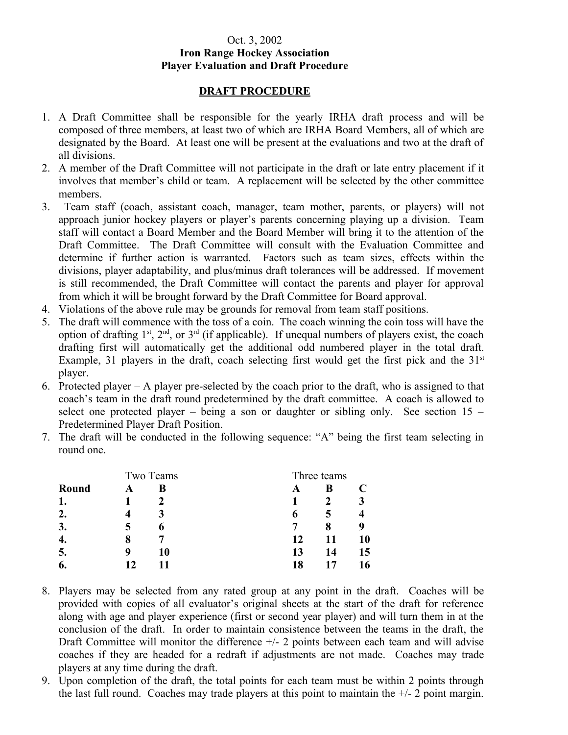Oct. 3, 2002

**Iron Range Hockey Association**
**Player Evaluation and Draft Procedure**

## DRAFT PROCEDURE

1. A Draft Committee shall be responsible for the yearly IRHA draft process and will be composed of three members, at least two of which are IRHA Board Members, all of which are designated by the Board. At least one will be present at the evaluations and two at the draft of all divisions.
2. A member of the Draft Committee will not participate in the draft or late entry placement if it involves that member's child or team. A replacement will be selected by the other committee members.
3. Team staff (coach, assistant coach, manager, team mother, parents, or players) will not approach junior hockey players or player's parents concerning playing up a division. Team staff will contact a Board Member and the Board Member will bring it to the attention of the Draft Committee. The Draft Committee will consult with the Evaluation Committee and determine if further action is warranted. Factors such as team sizes, effects within the divisions, player adaptability, and plus/minus draft tolerances will be addressed. If movement is still recommended, the Draft Committee will contact the parents and player for approval from which it will be brought forward by the Draft Committee for Board approval.
4. Violations of the above rule may be grounds for removal from team staff positions.
5. The draft will commence with the toss of a coin. The coach winning the coin toss will have the option of drafting 1st, 2nd, or 3rd (if applicable). If unequal numbers of players exist, the coach drafting first will automatically get the additional odd numbered player in the total draft. Example, 31 players in the draft, coach selecting first would get the first pick and the 31st player.
6. Protected player – A player pre-selected by the coach prior to the draft, who is assigned to that coach's team in the draft round predetermined by the draft committee. A coach is allowed to select one protected player – being a son or daughter or sibling only. See section 15 – Predetermined Player Draft Position.
7. The draft will be conducted in the following sequence: "A" being the first team selecting in round one.

| | Two Teams | | Three teams | | |
|---|---|---|---|---|---|
| **Round** | **A** | **B** | **A** | **B** | **C** |
| **1.** | **1** | **2** | **1** | **2** | **3** |
| **2.** | **4** | **3** | **6** | **5** | **4** |
| **3.** | **5** | **6** | **7** | **8** | **9** |
| **4.** | **8** | **7** | **12** | **11** | **10** |
| **5.** | **9** | **10** | **13** | **14** | **15** |
| **6.** | **12** | **11** | **18** | **17** | **16** |

8. Players may be selected from any rated group at any point in the draft. Coaches will be provided with copies of all evaluator's original sheets at the start of the draft for reference along with age and player experience (first or second year player) and will turn them in at the conclusion of the draft. In order to maintain consistence between the teams in the draft, the Draft Committee will monitor the difference +/- 2 points between each team and will advise coaches if they are headed for a redraft if adjustments are not made. Coaches may trade players at any time during the draft.
9. Upon completion of the draft, the total points for each team must be within 2 points through the last full round. Coaches may trade players at this point to maintain the +/- 2 point margin.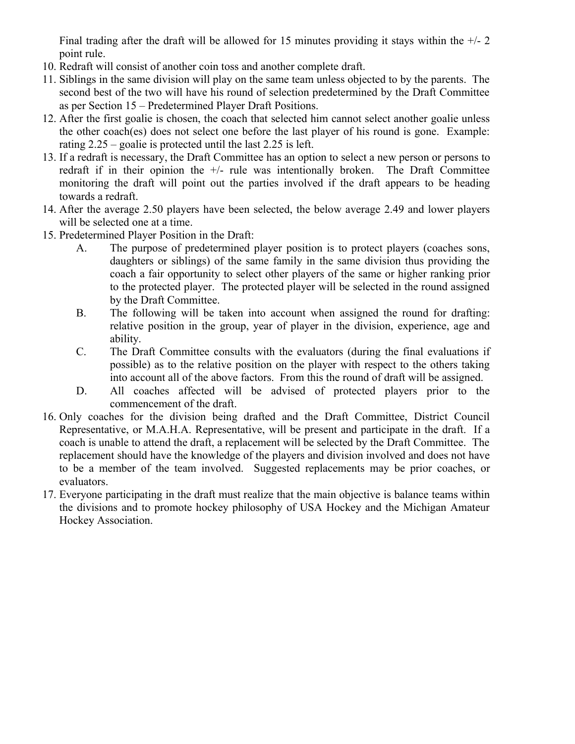Final trading after the draft will be allowed for 15 minutes providing it stays within the +/- 2 point rule.

10. Redraft will consist of another coin toss and another complete draft.
11. Siblings in the same division will play on the same team unless objected to by the parents. The second best of the two will have his round of selection predetermined by the Draft Committee as per Section 15 – Predetermined Player Draft Positions.
12. After the first goalie is chosen, the coach that selected him cannot select another goalie unless the other coach(es) does not select one before the last player of his round is gone. Example: rating 2.25 – goalie is protected until the last 2.25 is left.
13. If a redraft is necessary, the Draft Committee has an option to select a new person or persons to redraft if in their opinion the +/- rule was intentionally broken. The Draft Committee monitoring the draft will point out the parties involved if the draft appears to be heading towards a redraft.
14. After the average 2.50 players have been selected, the below average 2.49 and lower players will be selected one at a time.
15. Predetermined Player Position in the Draft:
    - A. The purpose of predetermined player position is to protect players (coaches sons, daughters or siblings) of the same family in the same division thus providing the coach a fair opportunity to select other players of the same or higher ranking prior to the protected player. The protected player will be selected in the round assigned by the Draft Committee.
    - B. The following will be taken into account when assigned the round for drafting: relative position in the group, year of player in the division, experience, age and ability.
    - C. The Draft Committee consults with the evaluators (during the final evaluations if possible) as to the relative position on the player with respect to the others taking into account all of the above factors. From this the round of draft will be assigned.
    - D. All coaches affected will be advised of protected players prior to the commencement of the draft.
16. Only coaches for the division being drafted and the Draft Committee, District Council Representative, or M.A.H.A. Representative, will be present and participate in the draft. If a coach is unable to attend the draft, a replacement will be selected by the Draft Committee. The replacement should have the knowledge of the players and division involved and does not have to be a member of the team involved. Suggested replacements may be prior coaches, or evaluators.
17. Everyone participating in the draft must realize that the main objective is balance teams within the divisions and to promote hockey philosophy of USA Hockey and the Michigan Amateur Hockey Association.